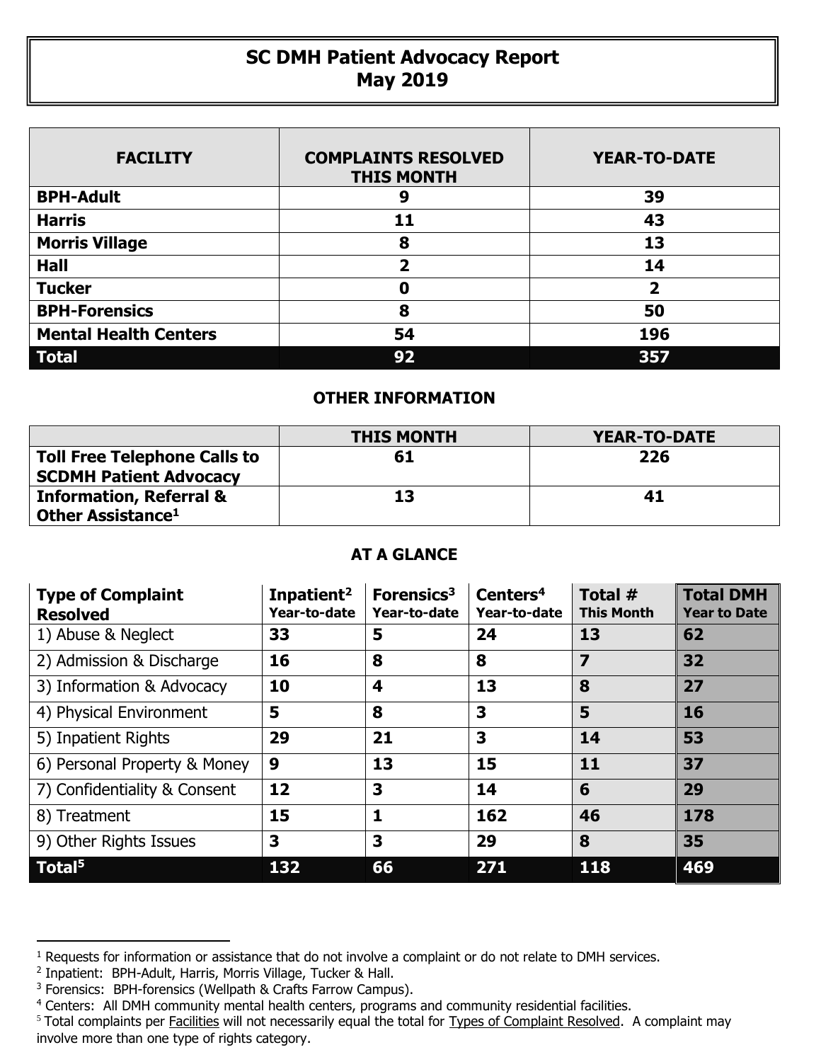# SC DMH Patient Advocacy Report
## May 2019

| FACILITY | COMPLAINTS RESOLVED THIS MONTH | YEAR-TO-DATE |
|---|---|---|
| **BPH-Adult** | **9** | **39** |
| **Harris** | **11** | **43** |
| **Morris Village** | **8** | **13** |
| **Hall** | **2** | **14** |
| **Tucker** | **0** | **2** |
| **BPH-Forensics** | **8** | **50** |
| **Mental Health Centers** | **54** | **196** |
| **Total** | **92** | **357** |

### OTHER INFORMATION

| | THIS MONTH | YEAR-TO-DATE |
|---|---|---|
| **Toll Free Telephone Calls to SCDMH Patient Advocacy** | **61** | **226** |
| **Information, Referral & Other Assistance[1]** | **13** | **41** |

### AT A GLANCE

| Type of Complaint Resolved | Inpatient[2] Year-to-date | Forensics[3] Year-to-date | Centers[4] Year-to-date | Total # This Month | Total DMH Year to Date |
|---|---|---|---|---|---|
| 1) Abuse & Neglect | **33** | **5** | **24** | **13** | **62** |
| 2) Admission & Discharge | **16** | **8** | **8** | **7** | **32** |
| 3) Information & Advocacy | **10** | **4** | **13** | **8** | **27** |
| 4) Physical Environment | **5** | **8** | **3** | **5** | **16** |
| 5) Inpatient Rights | **29** | **21** | **3** | **14** | **53** |
| 6) Personal Property & Money | **9** | **13** | **15** | **11** | **37** |
| 7) Confidentiality & Consent | **12** | **3** | **14** | **6** | **29** |
| 8) Treatment | **15** | **1** | **162** | **46** | **178** |
| 9) Other Rights Issues | **3** | **3** | **29** | **8** | **35** |
| **Total[5]** | **132** | **66** | **271** | **118** | **469** |

[1] Requests for information or assistance that do not involve a complaint or do not relate to DMH services.

[2] Inpatient: BPH-Adult, Harris, Morris Village, Tucker & Hall.

[3] Forensics: BPH-forensics (Wellpath & Crafts Farrow Campus).

[4] Centers: All DMH community mental health centers, programs and community residential facilities.

[5] Total complaints per Facilities will not necessarily equal the total for Types of Complaint Resolved. A complaint may involve more than one type of rights category.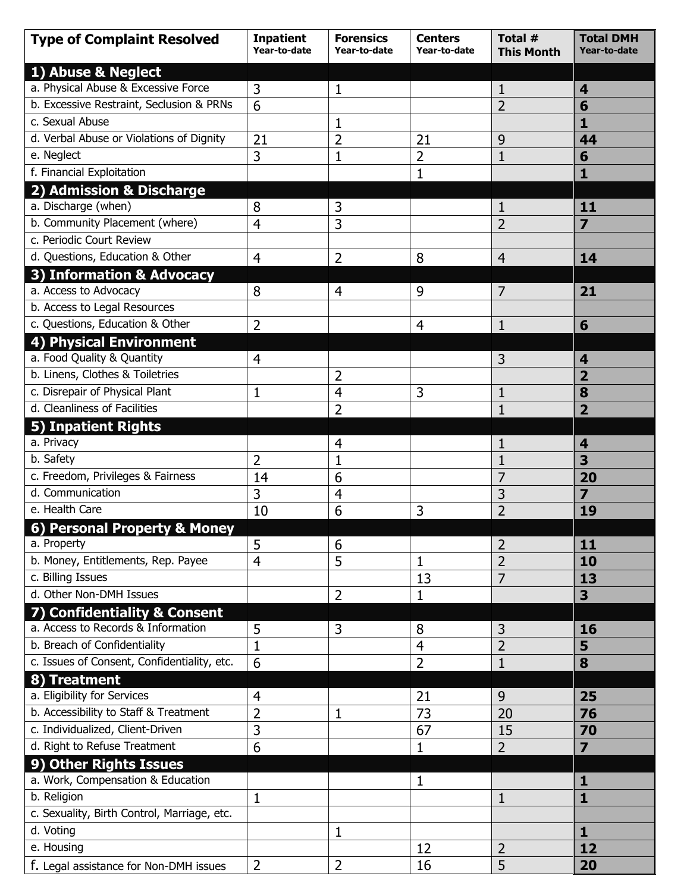| Type of Complaint Resolved | Inpatient Year-to-date | Forensics Year-to-date | Centers Year-to-date | Total # This Month | Total DMH Year-to-date |
|---|---|---|---|---|---|
| **1) Abuse & Neglect** | | | | | |
| a. Physical Abuse & Excessive Force | 3 | 1 | | 1 | **4** |
| b. Excessive Restraint, Seclusion & PRNs | 6 | | | 2 | **6** |
| c. Sexual Abuse | | 1 | | | **1** |
| d. Verbal Abuse or Violations of Dignity | 21 | 2 | 21 | 9 | **44** |
| e. Neglect | 3 | 1 | 2 | 1 | **6** |
| f. Financial Exploitation | | | 1 | | **1** |
| **2) Admission & Discharge** | | | | | |
| a. Discharge (when) | 8 | 3 | | 1 | **11** |
| b. Community Placement (where) | 4 | 3 | | 2 | **7** |
| c. Periodic Court Review | | | | | |
| d. Questions, Education & Other | 4 | 2 | 8 | 4 | **14** |
| **3) Information & Advocacy** | | | | | |
| a. Access to Advocacy | 8 | 4 | 9 | 7 | **21** |
| b. Access to Legal Resources | | | | | |
| c. Questions, Education & Other | 2 | | 4 | 1 | **6** |
| **4) Physical Environment** | | | | | |
| a. Food Quality & Quantity | 4 | | | 3 | **4** |
| b. Linens, Clothes & Toiletries | | 2 | | | **2** |
| c. Disrepair of Physical Plant | 1 | 4 | 3 | 1 | **8** |
| d. Cleanliness of Facilities | | 2 | | 1 | **2** |
| **5) Inpatient Rights** | | | | | |
| a. Privacy | | 4 | | 1 | **4** |
| b. Safety | 2 | 1 | | 1 | **3** |
| c. Freedom, Privileges & Fairness | 14 | 6 | | 7 | **20** |
| d. Communication | 3 | 4 | | 3 | **7** |
| e. Health Care | 10 | 6 | 3 | 2 | **19** |
| **6) Personal Property & Money** | | | | | |
| a. Property | 5 | 6 | | 2 | **11** |
| b. Money, Entitlements, Rep. Payee | 4 | 5 | 1 | 2 | **10** |
| c. Billing Issues | | | 13 | 7 | **13** |
| d. Other Non-DMH Issues | | 2 | 1 | | **3** |
| **7) Confidentiality & Consent** | | | | | |
| a. Access to Records & Information | 5 | 3 | 8 | 3 | **16** |
| b. Breach of Confidentiality | 1 | | 4 | 2 | **5** |
| c. Issues of Consent, Confidentiality, etc. | 6 | | 2 | 1 | **8** |
| **8) Treatment** | | | | | |
| a. Eligibility for Services | 4 | | 21 | 9 | **25** |
| b. Accessibility to Staff & Treatment | 2 | 1 | 73 | 20 | **76** |
| c. Individualized, Client-Driven | 3 | | 67 | 15 | **70** |
| d. Right to Refuse Treatment | 6 | | 1 | 2 | **7** |
| **9) Other Rights Issues** | | | | | |
| a. Work, Compensation & Education | | | 1 | | **1** |
| b. Religion | 1 | | | 1 | **1** |
| c. Sexuality, Birth Control, Marriage, etc. | | | | | |
| d. Voting | | 1 | | | **1** |
| e. Housing | | | 12 | 2 | **12** |
| f. Legal assistance for Non-DMH issues | 2 | 2 | 16 | 5 | **20** |